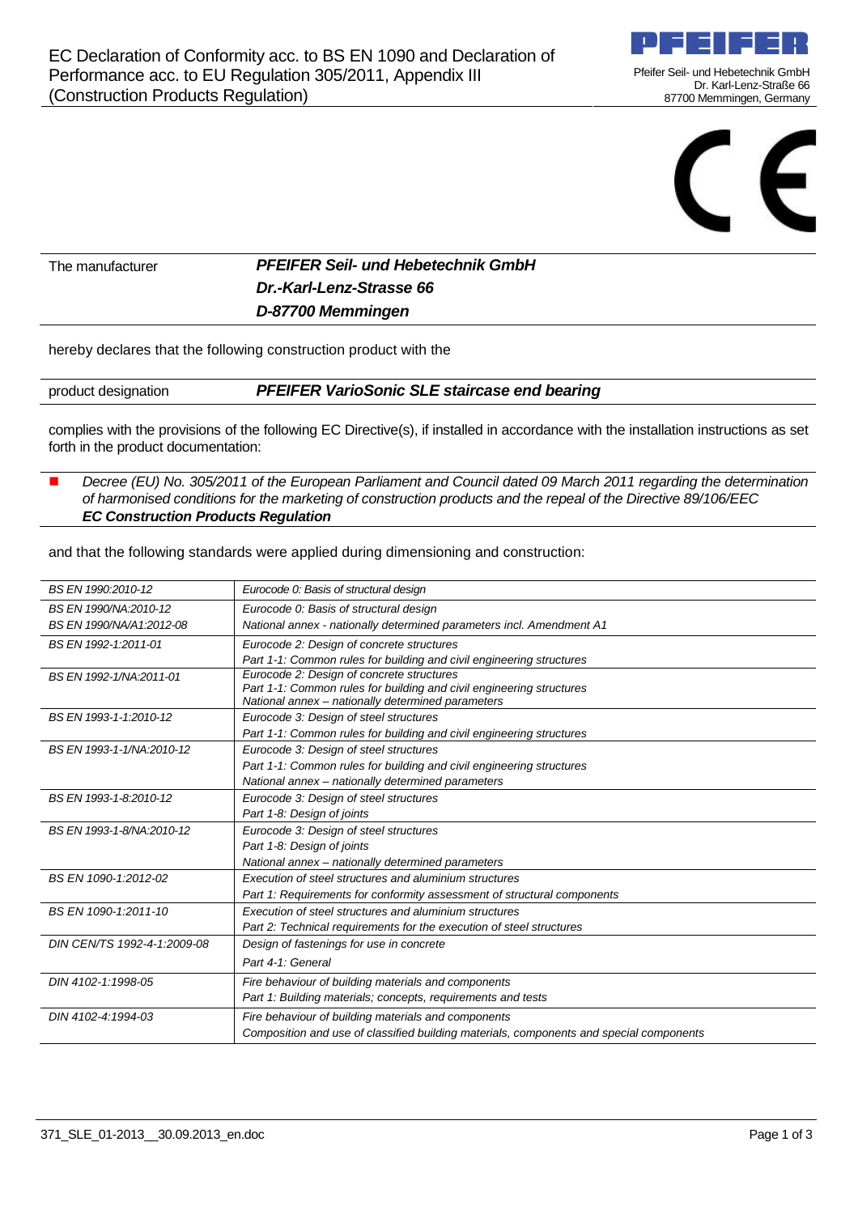# EC Declaration of Conformity acc. to BS EN 1090 and Declaration of Performance acc. to EU Regulation 305/2011, Appendix III (Construction Products Regulation)

Pfeifer Seil- und Hebetechnik GmbH
Dr. Karl-Lenz-Straße 66
87700 Memmingen, Germany

| | |
|---|---|
| The manufacturer | ***PFEIFER Seil- und Hebetechnik GmbH*** <br> ***Dr.-Karl-Lenz-Strasse 66*** <br> ***D-87700 Memmingen*** |

hereby declares that the following construction product with the

| | |
|---|---|
| product designation | ***PFEIFER VarioSonic SLE staircase end bearing*** |

complies with the provisions of the following EC Directive(s), if installed in accordance with the installation instructions as set forth in the product documentation:

- *Decree (EU) No. 305/2011 of the European Parliament and Council dated 09 March 2011 regarding the determination of harmonised conditions for the marketing of construction products and the repeal of the Directive 89/106/EEC*
  ***EC Construction Products Regulation***

and that the following standards were applied during dimensioning and construction:

| | |
|---|---|
| *BS EN 1990:2010-12* | *Eurocode 0: Basis of structural design* |
| *BS EN 1990/NA:2010-12* <br> *BS EN 1990/NA/A1:2012-08* | *Eurocode 0: Basis of structural design* <br> *National annex - nationally determined parameters incl. Amendment A1* |
| *BS EN 1992-1:2011-01* | *Eurocode 2: Design of concrete structures* <br> *Part 1-1: Common rules for building and civil engineering structures* |
| *BS EN 1992-1/NA:2011-01* | *Eurocode 2: Design of concrete structures* <br> *Part 1-1: Common rules for building and civil engineering structures* <br> *National annex – nationally determined parameters* |
| *BS EN 1993-1-1:2010-12* | *Eurocode 3: Design of steel structures* <br> *Part 1-1: Common rules for building and civil engineering structures* |
| *BS EN 1993-1-1/NA:2010-12* | *Eurocode 3: Design of steel structures* <br> *Part 1-1: Common rules for building and civil engineering structures* <br> *National annex – nationally determined parameters* |
| *BS EN 1993-1-8:2010-12* | *Eurocode 3: Design of steel structures* <br> *Part 1-8: Design of joints* |
| *BS EN 1993-1-8/NA:2010-12* | *Eurocode 3: Design of steel structures* <br> *Part 1-8: Design of joints* <br> *National annex – nationally determined parameters* |
| *BS EN 1090-1:2012-02* | *Execution of steel structures and aluminium structures* <br> *Part 1: Requirements for conformity assessment of structural components* |
| *BS EN 1090-1:2011-10* | *Execution of steel structures and aluminium structures* <br> *Part 2: Technical requirements for the execution of steel structures* |
| *DIN CEN/TS 1992-4-1:2009-08* | *Design of fastenings for use in concrete* <br> *Part 4-1: General* |
| *DIN 4102-1:1998-05* | *Fire behaviour of building materials and components* <br> *Part 1: Building materials; concepts, requirements and tests* |
| *DIN 4102-4:1994-03* | *Fire behaviour of building materials and components* <br> *Composition and use of classified building materials, components and special components* |

371_SLE_01-2013__30.09.2013_en.doc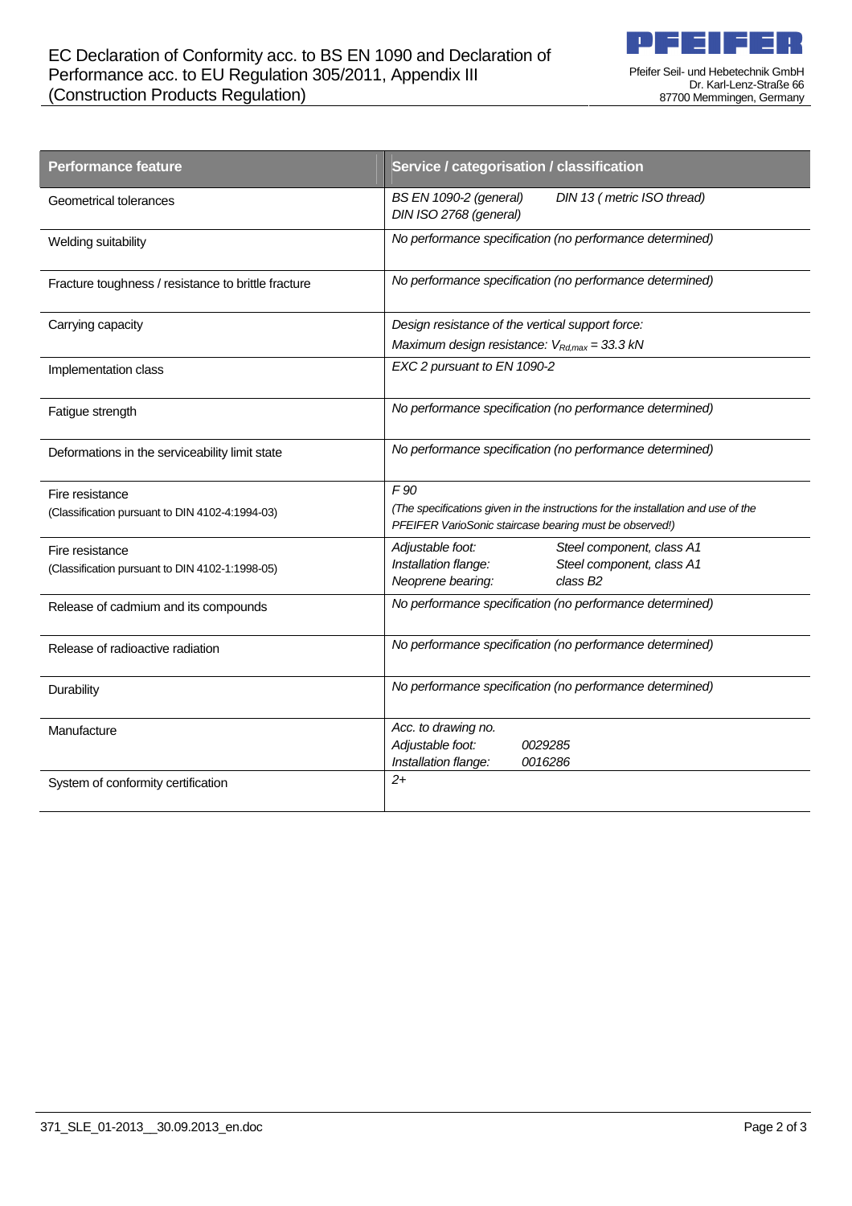| Performance feature | Service / categorisation / classification |
|---|---|
| Geometrical tolerances | *BS EN 1090-2 (general)* *DIN 13 ( metric ISO thread)*<br>*DIN ISO 2768 (general)* |
| Welding suitability | *No performance specification (no performance determined)* |
| Fracture toughness / resistance to brittle fracture | *No performance specification (no performance determined)* |
| Carrying capacity | *Design resistance of the vertical support force:*<br>*Maximum design resistance:* $V_{Rd,max}$ *= 33.3 kN* |
| Implementation class | *EXC 2 pursuant to EN 1090-2* |
| Fatigue strength | *No performance specification (no performance determined)* |
| Deformations in the serviceability limit state | *No performance specification (no performance determined)* |
| Fire resistance<br>(Classification pursuant to DIN 4102-4:1994-03) | *F 90*<br>*(The specifications given in the instructions for the installation and use of the PFEIFER VarioSonic staircase bearing must be observed!)* |
| Fire resistance<br>(Classification pursuant to DIN 4102-1:1998-05) | *Adjustable foot:* *Steel component, class A1*<br>*Installation flange:* *Steel component, class A1*<br>*Neoprene bearing:* *class B2* |
| Release of cadmium and its compounds | *No performance specification (no performance determined)* |
| Release of radioactive radiation | *No performance specification (no performance determined)* |
| Durability | *No performance specification (no performance determined)* |
| Manufacture | *Acc. to drawing no.*<br>*Adjustable foot:* *0029285*<br>*Installation flange:* *0016286* |
| System of conformity certification | *2+* |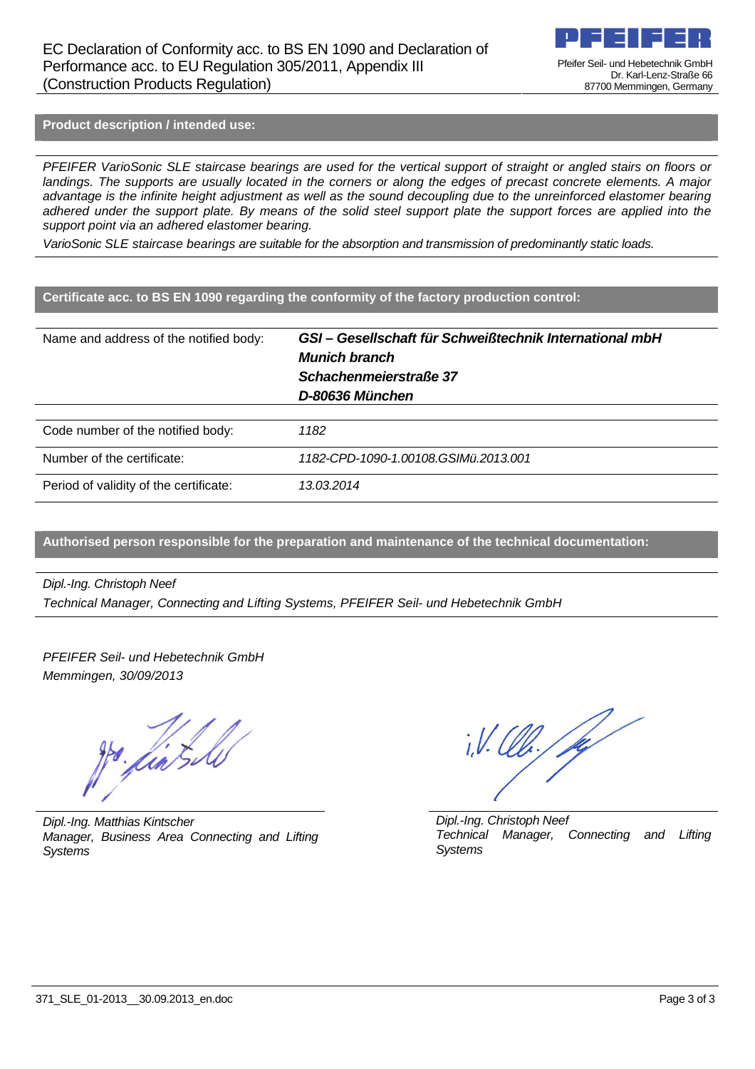# EC Declaration of Conformity acc. to BS EN 1090 and Declaration of Performance acc. to EU Regulation 305/2011, Appendix III (Construction Products Regulation)

Pfeifer Seil- und Hebetechnik GmbH
Dr. Karl-Lenz-Straße 66
87700 Memmingen, Germany

## Product description / intended use:

*PFEIFER VarioSonic SLE staircase bearings are used for the vertical support of straight or angled stairs on floors or landings. The supports are usually located in the corners or along the edges of precast concrete elements. A major advantage is the infinite height adjustment as well as the sound decoupling due to the unreinforced elastomer bearing adhered under the support plate. By means of the solid steel support plate the support forces are applied into the support point via an adhered elastomer bearing.*

*VarioSonic SLE staircase bearings are suitable for the absorption and transmission of predominantly static loads.*

## Certificate acc. to BS EN 1090 regarding the conformity of the factory production control:

| | |
|---|---|
| Name and address of the notified body: | ***GSI – Gesellschaft für Schweißtechnik International mbH*** <br> ***Munich branch*** <br> ***Schachenmeierstraße 37*** <br> ***D-80636 München*** |
| Code number of the notified body: | *1182* |
| Number of the certificate: | *1182-CPD-1090-1.00108.GSIMü.2013.001* |
| Period of validity of the certificate: | *13.03.2014* |

## Authorised person responsible for the preparation and maintenance of the technical documentation:

*Dipl.-Ing. Christoph Neef*
*Technical Manager, Connecting and Lifting Systems, PFEIFER Seil- und Hebetechnik GmbH*

*PFEIFER Seil- und Hebetechnik GmbH*
*Memmingen, 30/09/2013*

ppa. Kintscher

*Dipl.-Ing. Matthias Kintscher*
*Manager, Business Area Connecting and Lifting Systems*

i.V. Neef

*Dipl.-Ing. Christoph Neef*
*Technical Manager, Connecting and Lifting Systems*

371_SLE_01-2013__30.09.2013_en.doc